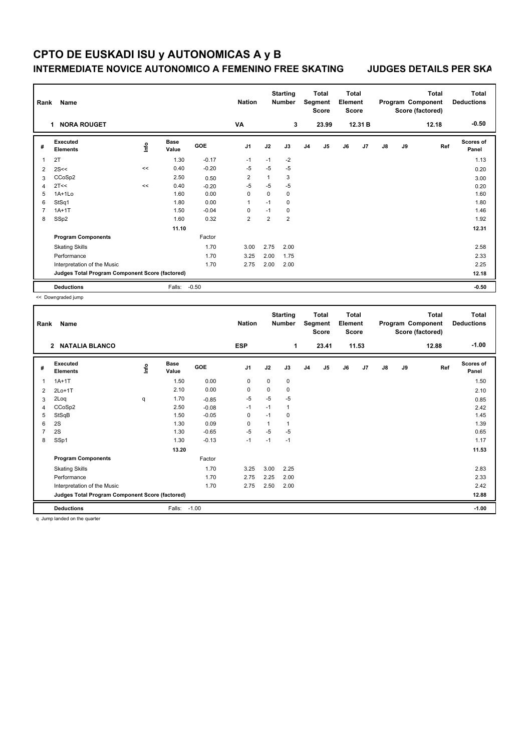# CPTO DE EUSKADI ISU y AUTONOMICAS A y B

## INTERMEDIATE NOVICE AUTONOMICO A FEMENINO FREE SKATING

## JUDGES DETAILS PER SKA

| Rank | Name | Nation | Starting Number | Total Segment Score | Total Element Score | Total Program Component Score (factored) | Total Deductions |
|---|---|---|---|---|---|---|---|
| 1 | NORA ROUGET | VA | 3 | 23.99 | 12.31 B | 12.18 | -0.50 |

| # | Executed Elements | Info | Base Value | GOE | J1 | J2 | J3 | J4 | J5 | J6 | J7 | J8 | J9 | Ref | Scores of Panel |
|---|---|---|---|---|---|---|---|---|---|---|---|---|---|---|---|
| 1 | 2T | | 1.30 | -0.17 | -1 | -1 | -2 | | | | | | | | 1.13 |
| 2 | 2S<< | << | 0.40 | -0.20 | -5 | -5 | -5 | | | | | | | | 0.20 |
| 3 | CCoSp2 | | 2.50 | 0.50 | 2 | 1 | 3 | | | | | | | | 3.00 |
| 4 | 2T<< | << | 0.40 | -0.20 | -5 | -5 | -5 | | | | | | | | 0.20 |
| 5 | 1A+1Lo | | 1.60 | 0.00 | 0 | 0 | 0 | | | | | | | | 1.60 |
| 6 | StSq1 | | 1.80 | 0.00 | 1 | -1 | 0 | | | | | | | | 1.80 |
| 7 | 1A+1T | | 1.50 | -0.04 | 0 | -1 | 0 | | | | | | | | 1.46 |
| 8 | SSp2 | | 1.60 | 0.32 | 2 | 2 | 2 | | | | | | | | 1.92 |
| | | | 11.10 | | | | | | | | | | | | 12.31 |
| | **Program Components** | | | Factor | | | | | | | | | | | |
| | Skating Skills | | | 1.70 | 3.00 | 2.75 | 2.00 | | | | | | | | 2.58 |
| | Performance | | | 1.70 | 3.25 | 2.00 | 1.75 | | | | | | | | 2.33 |
| | Interpretation of the Music | | | 1.70 | 2.75 | 2.00 | 2.00 | | | | | | | | 2.25 |
| | **Judges Total Program Component Score (factored)** | | | | | | | | | | | | | | 12.18 |
| | **Deductions** | | Falls: | -0.50 | | | | | | | | | | | -0.50 |

<< Downgraded jump

| Rank | Name | Nation | Starting Number | Total Segment Score | Total Element Score | Total Program Component Score (factored) | Total Deductions |
|---|---|---|---|---|---|---|---|
| 2 | NATALIA BLANCO | ESP | 1 | 23.41 | 11.53 | 12.88 | -1.00 |

| # | Executed Elements | Info | Base Value | GOE | J1 | J2 | J3 | J4 | J5 | J6 | J7 | J8 | J9 | Ref | Scores of Panel |
|---|---|---|---|---|---|---|---|---|---|---|---|---|---|---|---|
| 1 | 1A+1T | | 1.50 | 0.00 | 0 | 0 | 0 | | | | | | | | 1.50 |
| 2 | 2Lo+1T | | 2.10 | 0.00 | 0 | 0 | 0 | | | | | | | | 2.10 |
| 3 | 2Loq | q | 1.70 | -0.85 | -5 | -5 | -5 | | | | | | | | 0.85 |
| 4 | CCoSp2 | | 2.50 | -0.08 | -1 | -1 | 1 | | | | | | | | 2.42 |
| 5 | StSqB | | 1.50 | -0.05 | 0 | -1 | 0 | | | | | | | | 1.45 |
| 6 | 2S | | 1.30 | 0.09 | 0 | 1 | 1 | | | | | | | | 1.39 |
| 7 | 2S | | 1.30 | -0.65 | -5 | -5 | -5 | | | | | | | | 0.65 |
| 8 | SSp1 | | 1.30 | -0.13 | -1 | -1 | -1 | | | | | | | | 1.17 |
| | | | 13.20 | | | | | | | | | | | | 11.53 |
| | **Program Components** | | | Factor | | | | | | | | | | | |
| | Skating Skills | | | 1.70 | 3.25 | 3.00 | 2.25 | | | | | | | | 2.83 |
| | Performance | | | 1.70 | 2.75 | 2.25 | 2.00 | | | | | | | | 2.33 |
| | Interpretation of the Music | | | 1.70 | 2.75 | 2.50 | 2.00 | | | | | | | | 2.42 |
| | **Judges Total Program Component Score (factored)** | | | | | | | | | | | | | | 12.88 |
| | **Deductions** | | Falls: | -1.00 | | | | | | | | | | | -1.00 |

q Jump landed on the quarter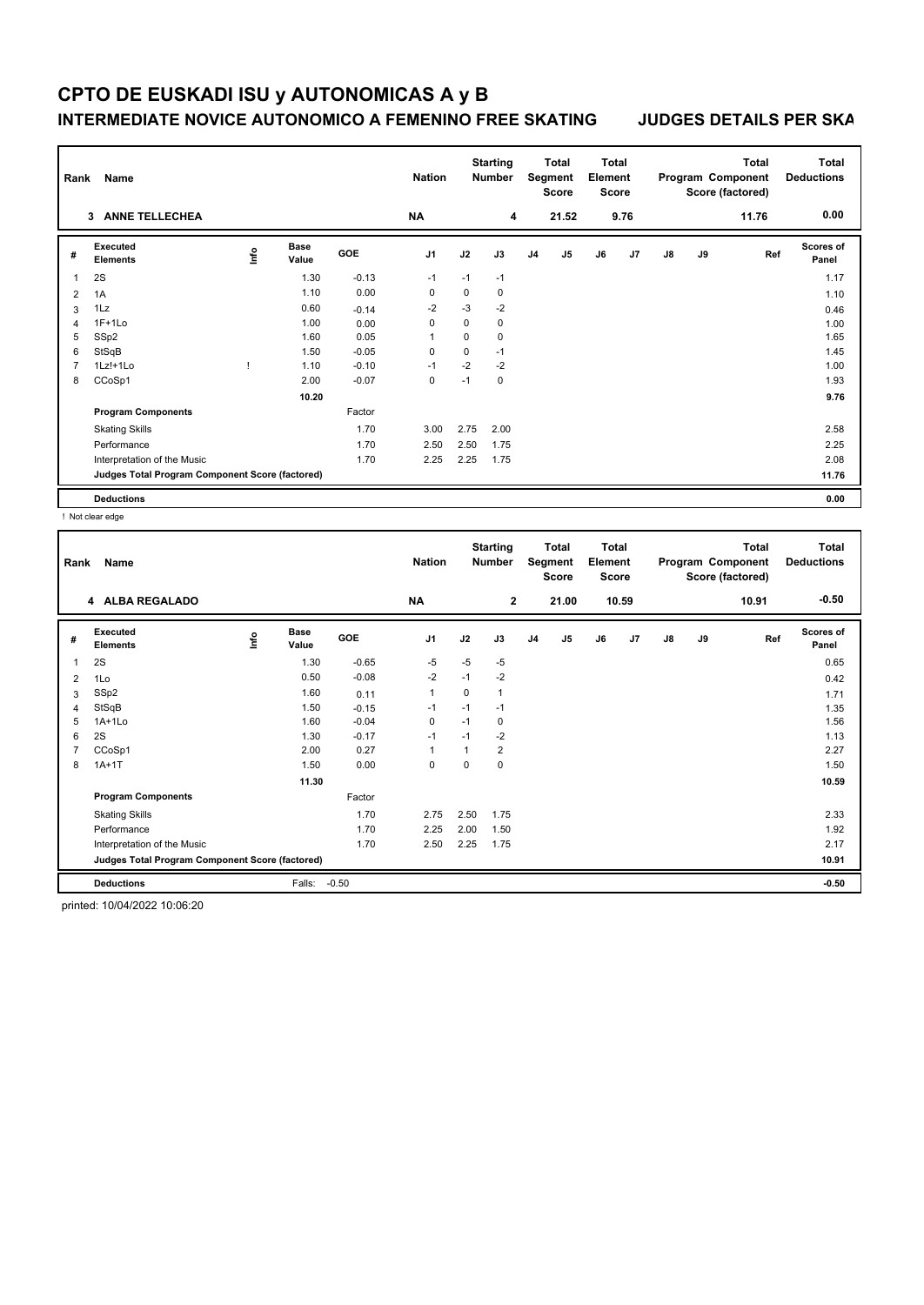# CPTO DE EUSKADI ISU y AUTONOMICAS A y B

## INTERMEDIATE NOVICE AUTONOMICO A FEMENINO FREE SKATING — JUDGES DETAILS PER SKA

| Rank | Name | Nation | Starting Number | Total Segment Score | Total Element Score | Total Program Component Score (factored) | Total Deductions |
|---|---|---|---|---|---|---|---|
| 3 | ANNE TELLECHEA | NA | 4 | 21.52 | 9.76 | 11.76 | 0.00 |

| # | Executed Elements | Info | Base Value | GOE | J1 | J2 | J3 | J4 | J5 | J6 | J7 | J8 | J9 | Ref | Scores of Panel |
|---|---|---|---|---|---|---|---|---|---|---|---|---|---|---|---|
| 1 | 2S | | 1.30 | -0.13 | -1 | -1 | -1 | | | | | | | | 1.17 |
| 2 | 1A | | 1.10 | 0.00 | 0 | 0 | 0 | | | | | | | | 1.10 |
| 3 | 1Lz | | 0.60 | -0.14 | -2 | -3 | -2 | | | | | | | | 0.46 |
| 4 | 1F+1Lo | | 1.00 | 0.00 | 0 | 0 | 0 | | | | | | | | 1.00 |
| 5 | SSp2 | | 1.60 | 0.05 | 1 | 0 | 0 | | | | | | | | 1.65 |
| 6 | StSqB | | 1.50 | -0.05 | 0 | 0 | -1 | | | | | | | | 1.45 |
| 7 | 1Lz!+1Lo | ! | 1.10 | -0.10 | -1 | -2 | -2 | | | | | | | | 1.00 |
| 8 | CCoSp1 | | 2.00 | -0.07 | 0 | -1 | 0 | | | | | | | | 1.93 |
| | | | 10.20 | | | | | | | | | | | | 9.76 |
| | **Program Components** | | | Factor | | | | | | | | | | | |
| | Skating Skills | | | 1.70 | 3.00 | 2.75 | 2.00 | | | | | | | | 2.58 |
| | Performance | | | 1.70 | 2.50 | 2.50 | 1.75 | | | | | | | | 2.25 |
| | Interpretation of the Music | | | 1.70 | 2.25 | 2.25 | 1.75 | | | | | | | | 2.08 |
| | **Judges Total Program Component Score (factored)** | | | | | | | | | | | | | | 11.76 |
| | **Deductions** | | | | | | | | | | | | | | 0.00 |

! Not clear edge

| Rank | Name | Nation | Starting Number | Total Segment Score | Total Element Score | Total Program Component Score (factored) | Total Deductions |
|---|---|---|---|---|---|---|---|
| 4 | ALBA REGALADO | NA | 2 | 21.00 | 10.59 | 10.91 | -0.50 |

| # | Executed Elements | Info | Base Value | GOE | J1 | J2 | J3 | J4 | J5 | J6 | J7 | J8 | J9 | Ref | Scores of Panel |
|---|---|---|---|---|---|---|---|---|---|---|---|---|---|---|---|
| 1 | 2S | | 1.30 | -0.65 | -5 | -5 | -5 | | | | | | | | 0.65 |
| 2 | 1Lo | | 0.50 | -0.08 | -2 | -1 | -2 | | | | | | | | 0.42 |
| 3 | SSp2 | | 1.60 | 0.11 | 1 | 0 | 1 | | | | | | | | 1.71 |
| 4 | StSqB | | 1.50 | -0.15 | -1 | -1 | -1 | | | | | | | | 1.35 |
| 5 | 1A+1Lo | | 1.60 | -0.04 | 0 | -1 | 0 | | | | | | | | 1.56 |
| 6 | 2S | | 1.30 | -0.17 | -1 | -1 | -2 | | | | | | | | 1.13 |
| 7 | CCoSp1 | | 2.00 | 0.27 | 1 | 1 | 2 | | | | | | | | 2.27 |
| 8 | 1A+1T | | 1.50 | 0.00 | 0 | 0 | 0 | | | | | | | | 1.50 |
| | | | 11.30 | | | | | | | | | | | | 10.59 |
| | **Program Components** | | | Factor | | | | | | | | | | | |
| | Skating Skills | | | 1.70 | 2.75 | 2.50 | 1.75 | | | | | | | | 2.33 |
| | Performance | | | 1.70 | 2.25 | 2.00 | 1.50 | | | | | | | | 1.92 |
| | Interpretation of the Music | | | 1.70 | 2.50 | 2.25 | 1.75 | | | | | | | | 2.17 |
| | **Judges Total Program Component Score (factored)** | | | | | | | | | | | | | | 10.91 |
| | **Deductions** | | Falls: | -0.50 | | | | | | | | | | | -0.50 |

printed: 10/04/2022 10:06:20